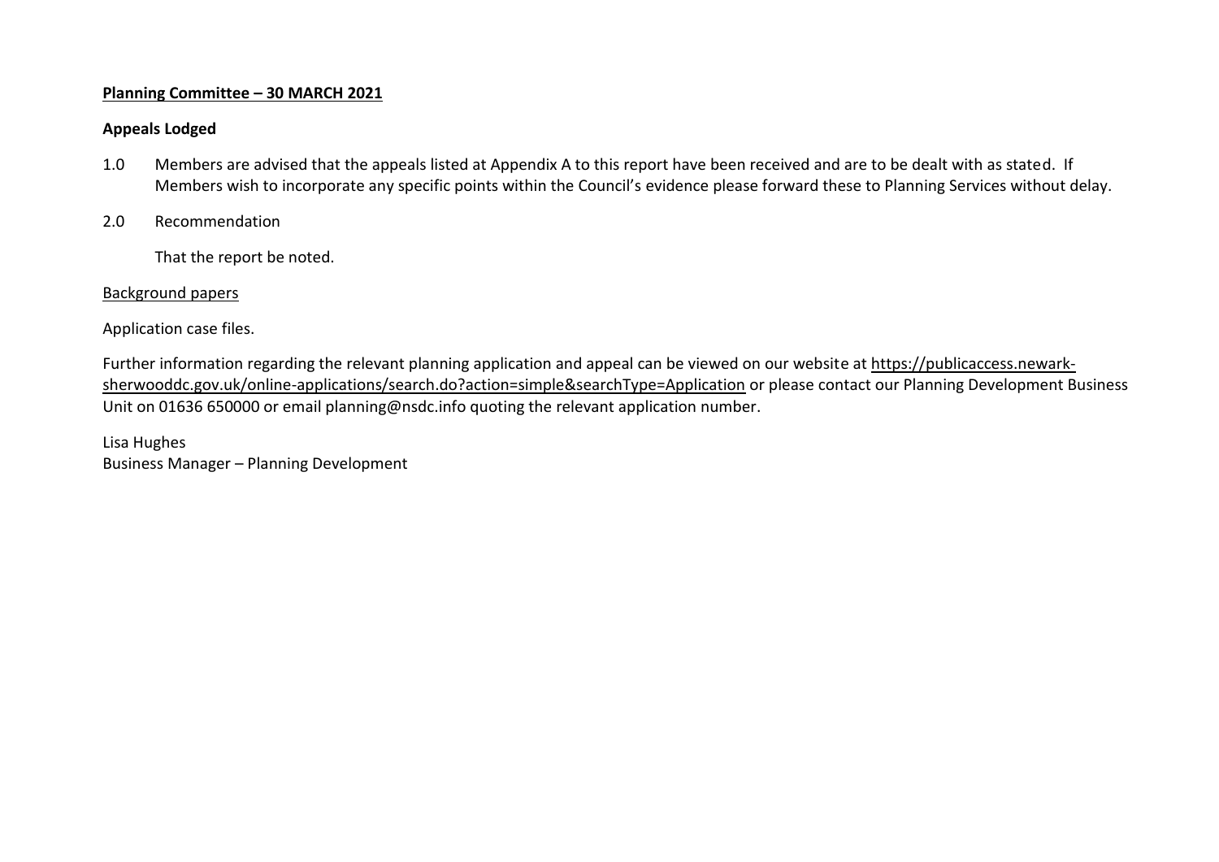**Planning Committee – 30 MARCH 2021**

**Appeals Lodged**

1.0 Members are advised that the appeals listed at Appendix A to this report have been received and are to be dealt with as stated. If Members wish to incorporate any specific points within the Council's evidence please forward these to Planning Services without delay.

2.0 Recommendation

That the report be noted.

Background papers

Application case files.

Further information regarding the relevant planning application and appeal can be viewed on our website at https://publicaccess.newark-sherwooddc.gov.uk/online-applications/search.do?action=simple&searchType=Application or please contact our Planning Development Business Unit on 01636 650000 or email planning@nsdc.info quoting the relevant application number.

Lisa Hughes
Business Manager – Planning Development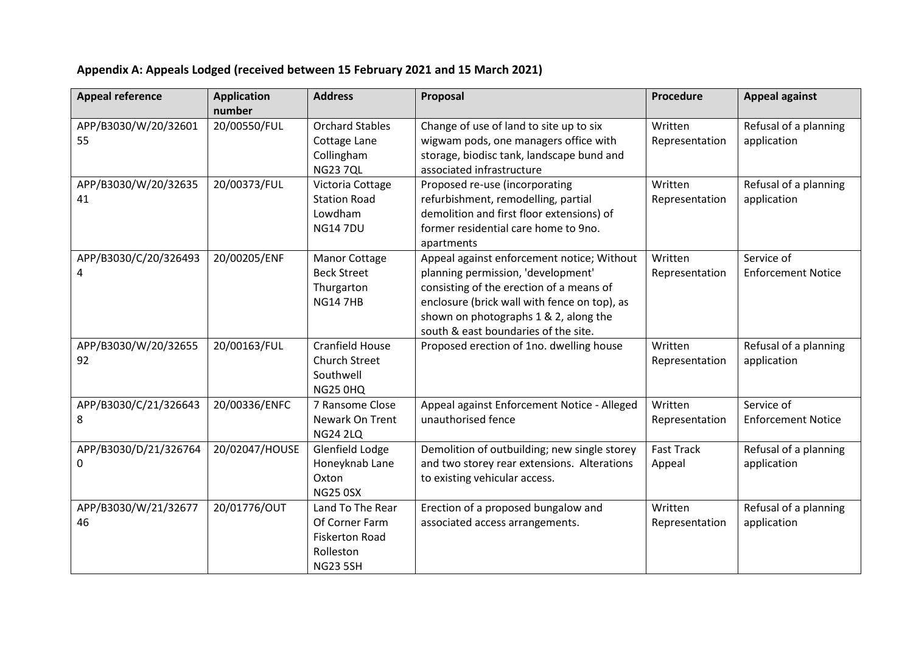**Appendix A: Appeals Lodged (received between 15 February 2021 and 15 March 2021)**

| Appeal reference | Application number | Address | Proposal | Procedure | Appeal against |
|---|---|---|---|---|---|
| APP/B3030/W/20/3260155 | 20/00550/FUL | Orchard Stables Cottage Lane Collingham NG23 7QL | Change of use of land to site up to six wigwam pods, one managers office with storage, biodisc tank, landscape bund and associated infrastructure | Written Representation | Refusal of a planning application |
| APP/B3030/W/20/3263541 | 20/00373/FUL | Victoria Cottage Station Road Lowdham NG14 7DU | Proposed re-use (incorporating refurbishment, remodelling, partial demolition and first floor extensions) of former residential care home to 9no. apartments | Written Representation | Refusal of a planning application |
| APP/B3030/C/20/3264934 | 20/00205/ENF | Manor Cottage Beck Street Thurgarton NG14 7HB | Appeal against enforcement notice; Without planning permission, 'development' consisting of the erection of a means of enclosure (brick wall with fence on top), as shown on photographs 1 & 2, along the south & east boundaries of the site. | Written Representation | Service of Enforcement Notice |
| APP/B3030/W/20/3265592 | 20/00163/FUL | Cranfield House Church Street Southwell NG25 0HQ | Proposed erection of 1no. dwelling house | Written Representation | Refusal of a planning application |
| APP/B3030/C/21/3266438 | 20/00336/ENFC | 7 Ransome Close Newark On Trent NG24 2LQ | Appeal against Enforcement Notice - Alleged unauthorised fence | Written Representation | Service of Enforcement Notice |
| APP/B3030/D/21/3267640 | 20/02047/HOUSE | Glenfield Lodge Honeyknab Lane Oxton NG25 0SX | Demolition of outbuilding; new single storey and two storey rear extensions. Alterations to existing vehicular access. | Fast Track Appeal | Refusal of a planning application |
| APP/B3030/W/21/3267746 | 20/01776/OUT | Land To The Rear Of Corner Farm Fiskerton Road Rolleston NG23 5SH | Erection of a proposed bungalow and associated access arrangements. | Written Representation | Refusal of a planning application |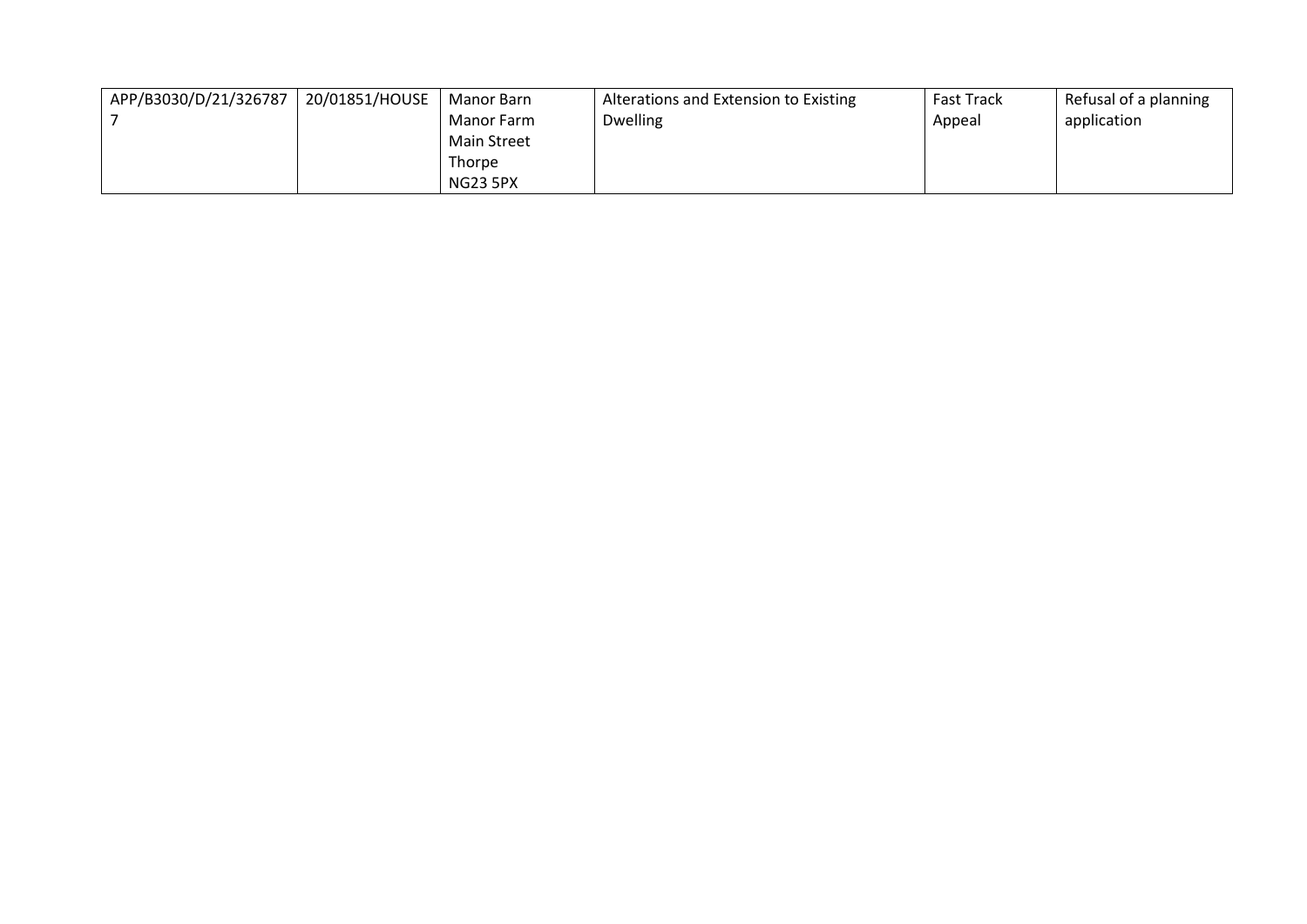| | | | | | |
|---|---|---|---|---|---|
| APP/B3030/D/21/3267877 | 20/01851/HOUSE | Manor Barn Manor Farm Main Street Thorpe NG23 5PX | Alterations and Extension to Existing Dwelling | Fast Track Appeal | Refusal of a planning application |